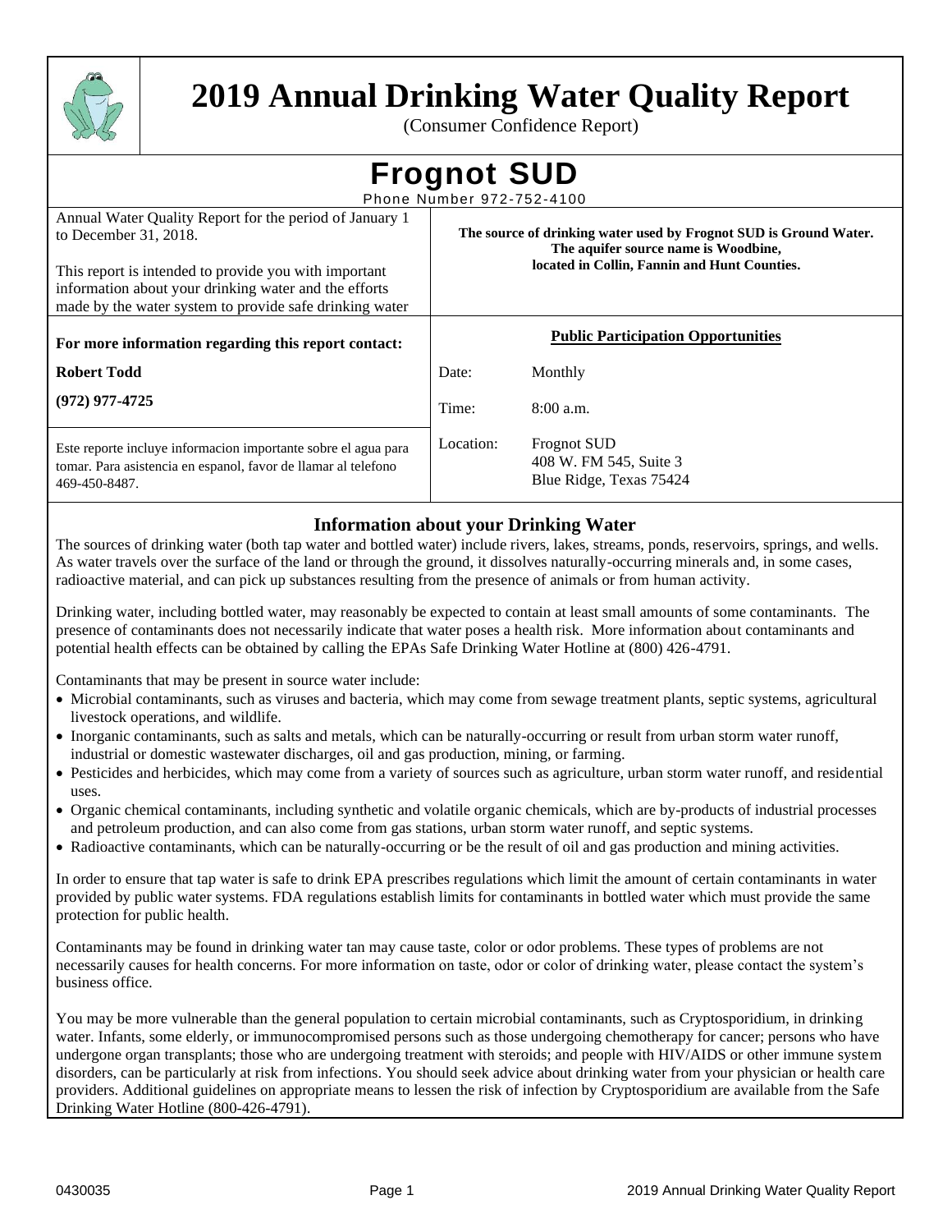# 2019 Annual Drinking Water Quality Report

(Consumer Confidence Report)

## Frognot SUD

Phone Number 972-752-4100

Annual Water Quality Report for the period of January 1 to December 31, 2018.

This report is intended to provide you with important information about your drinking water and the efforts made by the water system to provide safe drinking water

**The source of drinking water used by Frognot SUD is Ground Water. The aquifer source name is Woodbine, located in Collin, Fannin and Hunt Counties.**

**For more information regarding this report contact:**

**Robert Todd**

**(972) 977-4725**

Este reporte incluye informacion importante sobre el agua para tomar. Para asistencia en espanol, favor de llamar al telefono 469-450-8487.

**Public Participation Opportunities**

| | |
|---|---|
| Date: | Monthly |
| Time: | 8:00 a.m. |
| Location: | Frognot SUD<br>408 W. FM 545, Suite 3<br>Blue Ridge, Texas 75424 |

### Information about your Drinking Water

The sources of drinking water (both tap water and bottled water) include rivers, lakes, streams, ponds, reservoirs, springs, and wells. As water travels over the surface of the land or through the ground, it dissolves naturally-occurring minerals and, in some cases, radioactive material, and can pick up substances resulting from the presence of animals or from human activity.

Drinking water, including bottled water, may reasonably be expected to contain at least small amounts of some contaminants. The presence of contaminants does not necessarily indicate that water poses a health risk. More information about contaminants and potential health effects can be obtained by calling the EPAs Safe Drinking Water Hotline at (800) 426-4791.

Contaminants that may be present in source water include:

- Microbial contaminants, such as viruses and bacteria, which may come from sewage treatment plants, septic systems, agricultural livestock operations, and wildlife.
- Inorganic contaminants, such as salts and metals, which can be naturally-occurring or result from urban storm water runoff, industrial or domestic wastewater discharges, oil and gas production, mining, or farming.
- Pesticides and herbicides, which may come from a variety of sources such as agriculture, urban storm water runoff, and residential uses.
- Organic chemical contaminants, including synthetic and volatile organic chemicals, which are by-products of industrial processes and petroleum production, and can also come from gas stations, urban storm water runoff, and septic systems.
- Radioactive contaminants, which can be naturally-occurring or be the result of oil and gas production and mining activities.

In order to ensure that tap water is safe to drink EPA prescribes regulations which limit the amount of certain contaminants in water provided by public water systems. FDA regulations establish limits for contaminants in bottled water which must provide the same protection for public health.

Contaminants may be found in drinking water tan may cause taste, color or odor problems. These types of problems are not necessarily causes for health concerns. For more information on taste, odor or color of drinking water, please contact the system's business office.

You may be more vulnerable than the general population to certain microbial contaminants, such as Cryptosporidium, in drinking water. Infants, some elderly, or immunocompromised persons such as those undergoing chemotherapy for cancer; persons who have undergone organ transplants; those who are undergoing treatment with steroids; and people with HIV/AIDS or other immune system disorders, can be particularly at risk from infections. You should seek advice about drinking water from your physician or health care providers. Additional guidelines on appropriate means to lessen the risk of infection by Cryptosporidium are available from the Safe Drinking Water Hotline (800-426-4791).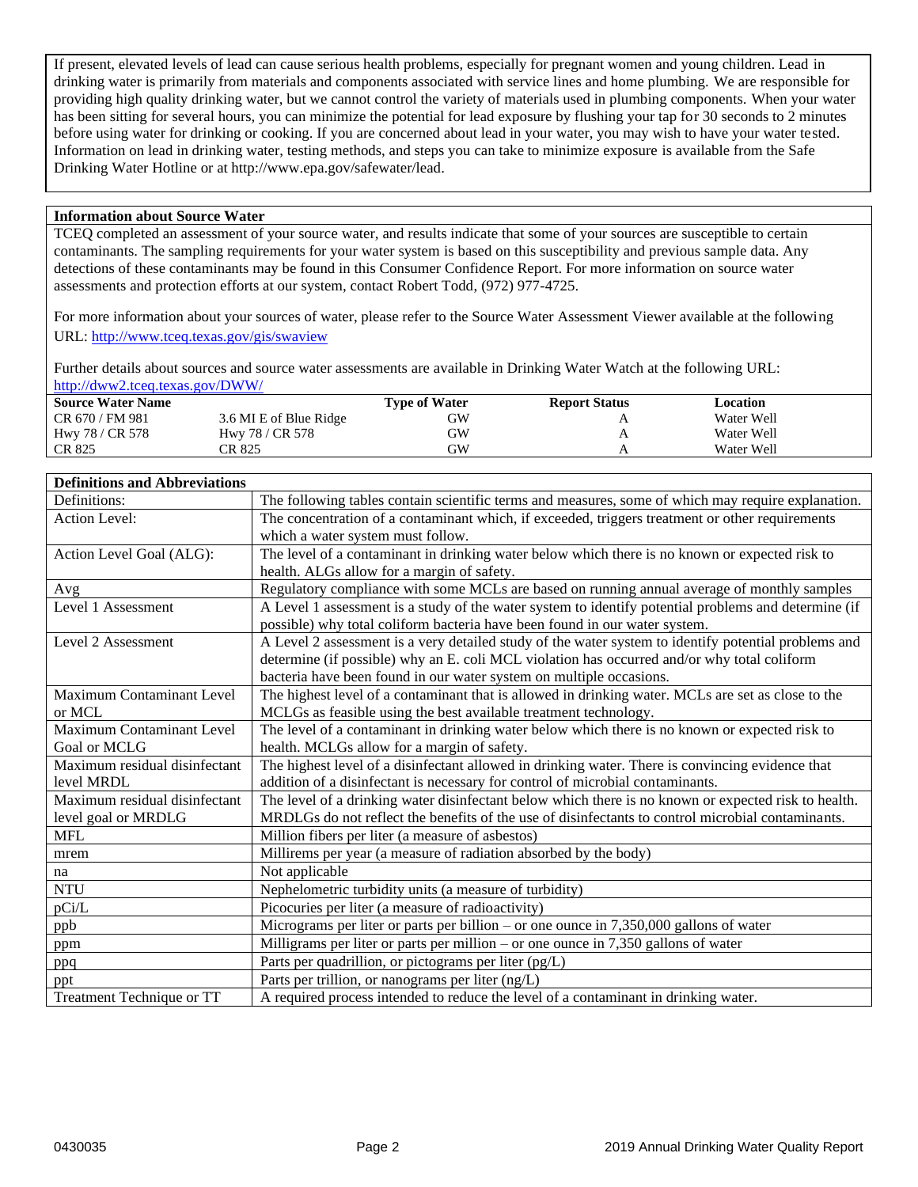If present, elevated levels of lead can cause serious health problems, especially for pregnant women and young children. Lead in drinking water is primarily from materials and components associated with service lines and home plumbing. We are responsible for providing high quality drinking water, but we cannot control the variety of materials used in plumbing components. When your water has been sitting for several hours, you can minimize the potential for lead exposure by flushing your tap for 30 seconds to 2 minutes before using water for drinking or cooking. If you are concerned about lead in your water, you may wish to have your water tested. Information on lead in drinking water, testing methods, and steps you can take to minimize exposure is available from the Safe Drinking Water Hotline or at http://www.epa.gov/safewater/lead.

## Information about Source Water

TCEQ completed an assessment of your source water, and results indicate that some of your sources are susceptible to certain contaminants. The sampling requirements for your water system is based on this susceptibility and previous sample data. Any detections of these contaminants may be found in this Consumer Confidence Report. For more information on source water assessments and protection efforts at our system, contact Robert Todd, (972) 977-4725.

For more information about your sources of water, please refer to the Source Water Assessment Viewer available at the following URL: http://www.tceq.texas.gov/gis/swaview

Further details about sources and source water assessments are available in Drinking Water Watch at the following URL: http://dww2.tceq.texas.gov/DWW/

| Source Water Name | | Type of Water | Report Status | Location |
|---|---|---|---|---|
| CR 670 / FM 981 | 3.6 MI E of Blue Ridge | GW | A | Water Well |
| Hwy 78 / CR 578 | Hwy 78 / CR 578 | GW | A | Water Well |
| CR 825 | CR 825 | GW | A | Water Well |

## Definitions and Abbreviations

| | |
|---|---|
| Definitions: | The following tables contain scientific terms and measures, some of which may require explanation. |
| Action Level: | The concentration of a contaminant which, if exceeded, triggers treatment or other requirements which a water system must follow. |
| Action Level Goal (ALG): | The level of a contaminant in drinking water below which there is no known or expected risk to health. ALGs allow for a margin of safety. |
| Avg | Regulatory compliance with some MCLs are based on running annual average of monthly samples |
| Level 1 Assessment | A Level 1 assessment is a study of the water system to identify potential problems and determine (if possible) why total coliform bacteria have been found in our water system. |
| Level 2 Assessment | A Level 2 assessment is a very detailed study of the water system to identify potential problems and determine (if possible) why an E. coli MCL violation has occurred and/or why total coliform bacteria have been found in our water system on multiple occasions. |
| Maximum Contaminant Level or MCL | The highest level of a contaminant that is allowed in drinking water. MCLs are set as close to the MCLGs as feasible using the best available treatment technology. |
| Maximum Contaminant Level Goal or MCLG | The level of a contaminant in drinking water below which there is no known or expected risk to health. MCLGs allow for a margin of safety. |
| Maximum residual disinfectant level MRDL | The highest level of a disinfectant allowed in drinking water. There is convincing evidence that addition of a disinfectant is necessary for control of microbial contaminants. |
| Maximum residual disinfectant level goal or MRDLG | The level of a drinking water disinfectant below which there is no known or expected risk to health. MRDLGs do not reflect the benefits of the use of disinfectants to control microbial contaminants. |
| MFL | Million fibers per liter (a measure of asbestos) |
| mrem | Millirems per year (a measure of radiation absorbed by the body) |
| na | Not applicable |
| NTU | Nephelometric turbidity units (a measure of turbidity) |
| pCi/L | Picocuries per liter (a measure of radioactivity) |
| ppb | Micrograms per liter or parts per billion – or one ounce in 7,350,000 gallons of water |
| ppm | Milligrams per liter or parts per million – or one ounce in 7,350 gallons of water |
| ppq | Parts per quadrillion, or pictograms per liter (pg/L) |
| ppt | Parts per trillion, or nanograms per liter (ng/L) |
| Treatment Technique or TT | A required process intended to reduce the level of a contaminant in drinking water. |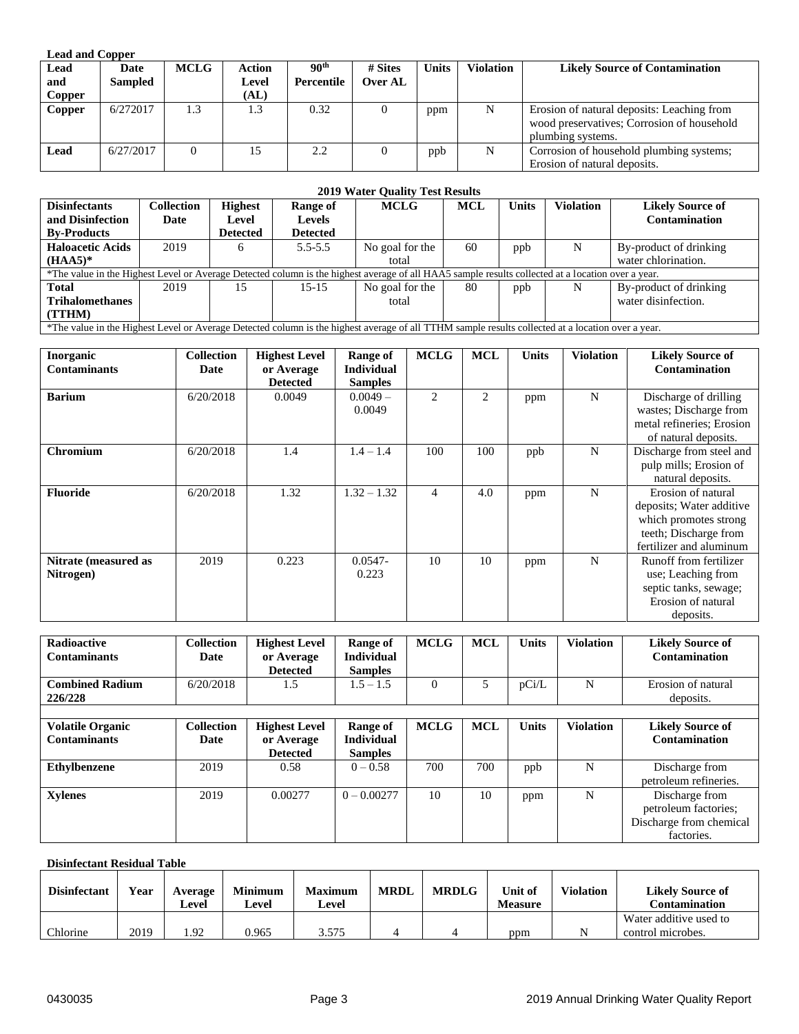**Lead and Copper**

| Lead and Copper | Date Sampled | MCLG | Action Level (AL) | 90th Percentile | # Sites Over AL | Units | Violation | Likely Source of Contamination |
|---|---|---|---|---|---|---|---|---|
| **Copper** | 6/272017 | 1.3 | 1.3 | 0.32 | 0 | ppm | N | Erosion of natural deposits: Leaching from wood preservatives; Corrosion of household plumbing systems. |
| **Lead** | 6/27/2017 | 0 | 15 | 2.2 | 0 | ppb | N | Corrosion of household plumbing systems; Erosion of natural deposits. |

**2019 Water Quality Test Results**

| Disinfectants and Disinfection By-Products | Collection Date | Highest Level Detected | Range of Levels Detected | MCLG | MCL | Units | Violation | Likely Source of Contamination |
|---|---|---|---|---|---|---|---|---|
| **Haloacetic Acids (HAA5)*** | 2019 | 6 | 5.5-5.5 | No goal for the total | 60 | ppb | N | By-product of drinking water chlorination. |
| *The value in the Highest Level or Average Detected column is the highest average of all HAA5 sample results collected at a location over a year. | | | | | | | | |
| **Total Trihalomethanes (TTHM)** | 2019 | 15 | 15-15 | No goal for the total | 80 | ppb | N | By-product of drinking water disinfection. |
| *The value in the Highest Level or Average Detected column is the highest average of all TTHM sample results collected at a location over a year. | | | | | | | | |

| Inorganic Contaminants | Collection Date | Highest Level or Average Detected | Range of Individual Samples | MCLG | MCL | Units | Violation | Likely Source of Contamination |
|---|---|---|---|---|---|---|---|---|
| **Barium** | 6/20/2018 | 0.0049 | 0.0049 – 0.0049 | 2 | 2 | ppm | N | Discharge of drilling wastes; Discharge from metal refineries; Erosion of natural deposits. |
| **Chromium** | 6/20/2018 | 1.4 | 1.4 – 1.4 | 100 | 100 | ppb | N | Discharge from steel and pulp mills; Erosion of natural deposits. |
| **Fluoride** | 6/20/2018 | 1.32 | 1.32 – 1.32 | 4 | 4.0 | ppm | N | Erosion of natural deposits; Water additive which promotes strong teeth; Discharge from fertilizer and aluminum |
| **Nitrate (measured as Nitrogen)** | 2019 | 0.223 | 0.0547-0.223 | 10 | 10 | ppm | N | Runoff from fertilizer use; Leaching from septic tanks, sewage; Erosion of natural deposits. |

| Radioactive Contaminants | Collection Date | Highest Level or Average Detected | Range of Individual Samples | MCLG | MCL | Units | Violation | Likely Source of Contamination |
|---|---|---|---|---|---|---|---|---|
| **Combined Radium 226/228** | 6/20/2018 | 1.5 | 1.5 – 1.5 | 0 | 5 | pCi/L | N | Erosion of natural deposits. |

| Volatile Organic Contaminants | Collection Date | Highest Level or Average Detected | Range of Individual Samples | MCLG | MCL | Units | Violation | Likely Source of Contamination |
|---|---|---|---|---|---|---|---|---|
| **Ethylbenzene** | 2019 | 0.58 | 0 – 0.58 | 700 | 700 | ppb | N | Discharge from petroleum refineries. |
| **Xylenes** | 2019 | 0.00277 | 0 – 0.00277 | 10 | 10 | ppm | N | Discharge from petroleum factories; Discharge from chemical factories. |

**Disinfectant Residual Table**

| Disinfectant | Year | Average Level | Minimum Level | Maximum Level | MRDL | MRDLG | Unit of Measure | Violation | Likely Source of Contamination |
|---|---|---|---|---|---|---|---|---|---|
| Chlorine | 2019 | 1.92 | 0.965 | 3.575 | 4 | 4 | ppm | N | Water additive used to control microbes. |